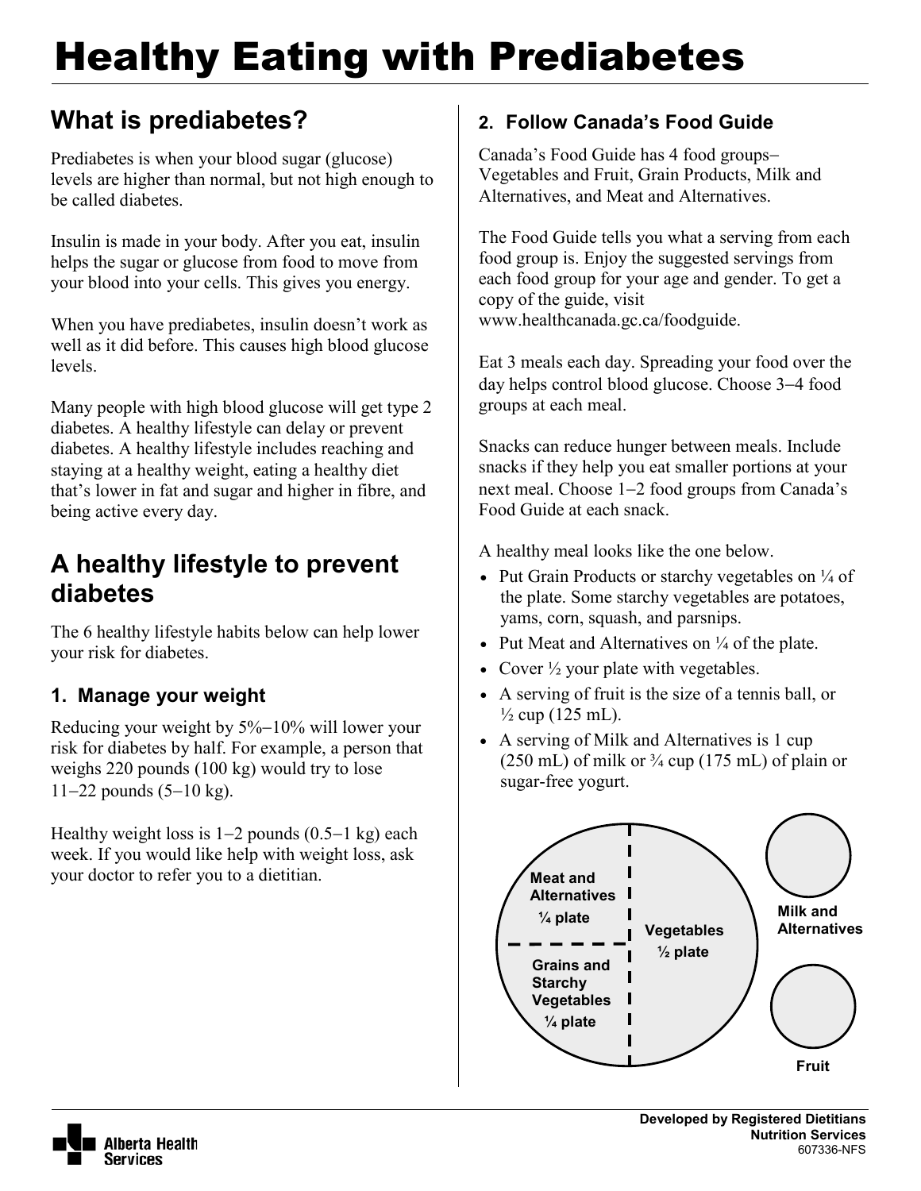# Healthy Eating with Prediabetes

## What is prediabetes?

Prediabetes is when your blood sugar (glucose) levels are higher than normal, but not high enough to be called diabetes.

Insulin is made in your body. After you eat, insulin helps the sugar or glucose from food to move from your blood into your cells. This gives you energy.

When you have prediabetes, insulin doesn't work as well as it did before. This causes high blood glucose levels.

Many people with high blood glucose will get type 2 diabetes. A healthy lifestyle can delay or prevent diabetes. A healthy lifestyle includes reaching and staying at a healthy weight, eating a healthy diet that's lower in fat and sugar and higher in fibre, and being active every day.

## A healthy lifestyle to prevent diabetes

The 6 healthy lifestyle habits below can help lower your risk for diabetes.

### 1. Manage your weight

Reducing your weight by 5%−10% will lower your risk for diabetes by half. For example, a person that weighs 220 pounds (100 kg) would try to lose 11−22 pounds (5−10 kg).

Healthy weight loss is 1−2 pounds (0.5−1 kg) each week. If you would like help with weight loss, ask your doctor to refer you to a dietitian.

### 2. Follow Canada's Food Guide

Canada's Food Guide has 4 food groups– Vegetables and Fruit, Grain Products, Milk and Alternatives, and Meat and Alternatives.

The Food Guide tells you what a serving from each food group is. Enjoy the suggested servings from each food group for your age and gender. To get a copy of the guide, visit www.healthcanada.gc.ca/foodguide.

Eat 3 meals each day. Spreading your food over the day helps control blood glucose. Choose 3−4 food groups at each meal.

Snacks can reduce hunger between meals. Include snacks if they help you eat smaller portions at your next meal. Choose 1−2 food groups from Canada's Food Guide at each snack.

A healthy meal looks like the one below.

- Put Grain Products or starchy vegetables on ¼ of the plate. Some starchy vegetables are potatoes, yams, corn, squash, and parsnips.
- Put Meat and Alternatives on ¼ of the plate.
- Cover ½ your plate with vegetables.
- A serving of fruit is the size of a tennis ball, or ½ cup (125 mL).
- A serving of Milk and Alternatives is 1 cup (250 mL) of milk or ¾ cup (175 mL) of plain or sugar-free yogurt.

Meat and Alternatives ¼ plate

Grains and Starchy Vegetables ¼ plate

Vegetables ½ plate

Milk and Alternatives

Fruit

Developed by Registered Dietitians
Nutrition Services
607336-NFS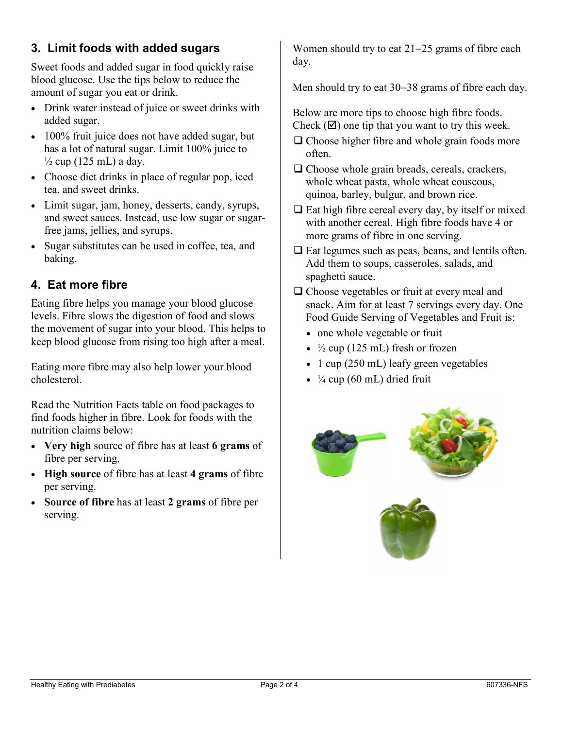## 3. Limit foods with added sugars

Sweet foods and added sugar in food quickly raise blood glucose. Use the tips below to reduce the amount of sugar you eat or drink.

- Drink water instead of juice or sweet drinks with added sugar.
- 100% fruit juice does not have added sugar, but has a lot of natural sugar. Limit 100% juice to ½ cup (125 mL) a day.
- Choose diet drinks in place of regular pop, iced tea, and sweet drinks.
- Limit sugar, jam, honey, desserts, candy, syrups, and sweet sauces. Instead, use low sugar or sugar-free jams, jellies, and syrups.
- Sugar substitutes can be used in coffee, tea, and baking.

## 4. Eat more fibre

Eating fibre helps you manage your blood glucose levels. Fibre slows the digestion of food and slows the movement of sugar into your blood. This helps to keep blood glucose from rising too high after a meal.

Eating more fibre may also help lower your blood cholesterol.

Read the Nutrition Facts table on food packages to find foods higher in fibre. Look for foods with the nutrition claims below:

- **Very high** source of fibre has at least **6 grams** of fibre per serving.
- **High source** of fibre has at least **4 grams** of fibre per serving.
- **Source of fibre** has at least **2 grams** of fibre per serving.

Women should try to eat 21–25 grams of fibre each day.

Men should try to eat 30–38 grams of fibre each day.

Below are more tips to choose high fibre foods. Check (☑) one tip that you want to try this week.

- ☐ Choose higher fibre and whole grain foods more often.
- ☐ Choose whole grain breads, cereals, crackers, whole wheat pasta, whole wheat couscous, quinoa, barley, bulgur, and brown rice.
- ☐ Eat high fibre cereal every day, by itself or mixed with another cereal. High fibre foods have 4 or more grams of fibre in one serving.
- ☐ Eat legumes such as peas, beans, and lentils often. Add them to soups, casseroles, salads, and spaghetti sauce.
- ☐ Choose vegetables or fruit at every meal and snack. Aim for at least 7 servings every day. One Food Guide Serving of Vegetables and Fruit is:
  - one whole vegetable or fruit
  - ½ cup (125 mL) fresh or frozen
  - 1 cup (250 mL) leafy green vegetables
  - ¼ cup (60 mL) dried fruit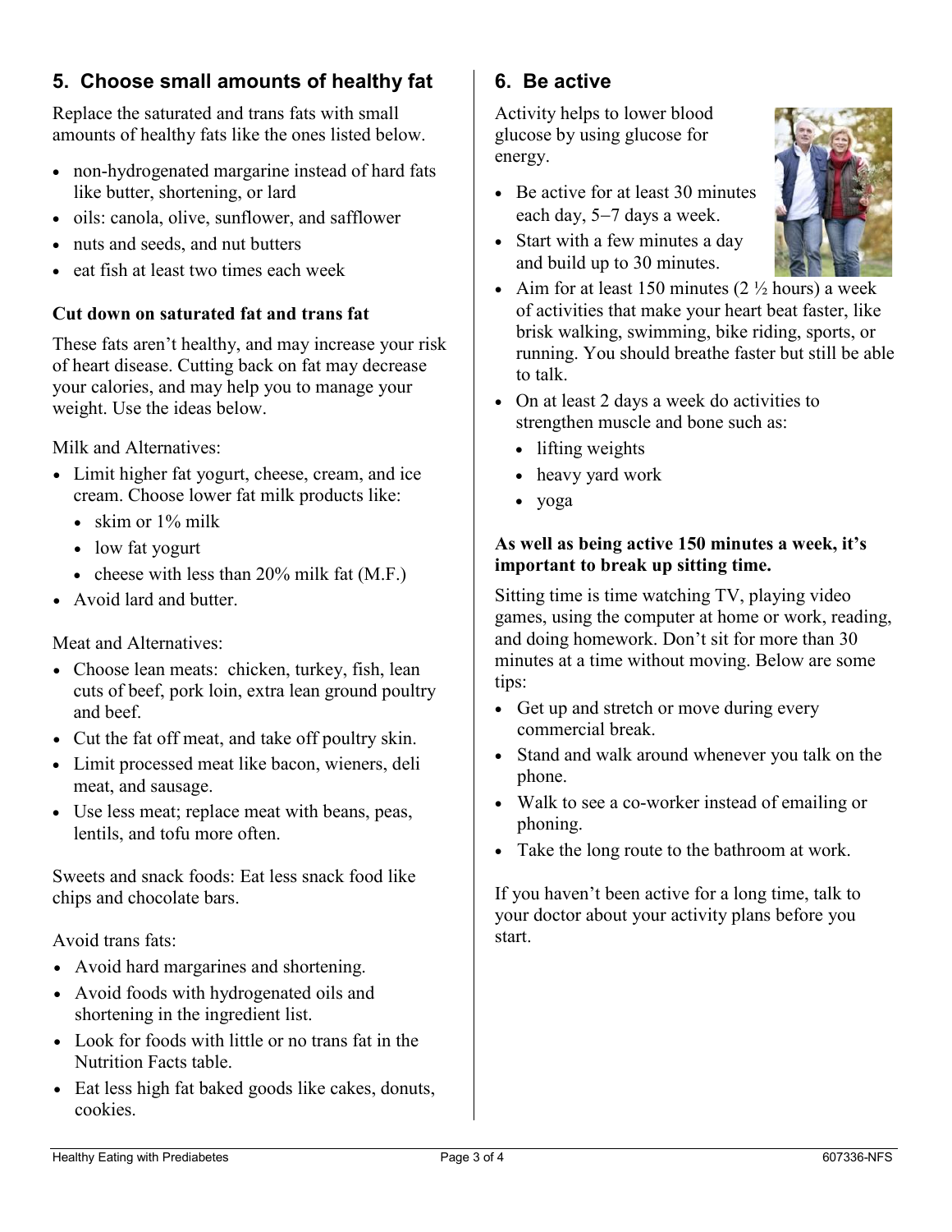## 5. Choose small amounts of healthy fat

Replace the saturated and trans fats with small amounts of healthy fats like the ones listed below.

- non-hydrogenated margarine instead of hard fats like butter, shortening, or lard
- oils: canola, olive, sunflower, and safflower
- nuts and seeds, and nut butters
- eat fish at least two times each week

### Cut down on saturated fat and trans fat

These fats aren't healthy, and may increase your risk of heart disease. Cutting back on fat may decrease your calories, and may help you to manage your weight. Use the ideas below.

Milk and Alternatives:

- Limit higher fat yogurt, cheese, cream, and ice cream. Choose lower fat milk products like:
  - skim or 1% milk
  - low fat yogurt
  - cheese with less than 20% milk fat (M.F.)
- Avoid lard and butter.

Meat and Alternatives:

- Choose lean meats: chicken, turkey, fish, lean cuts of beef, pork loin, extra lean ground poultry and beef.
- Cut the fat off meat, and take off poultry skin.
- Limit processed meat like bacon, wieners, deli meat, and sausage.
- Use less meat; replace meat with beans, peas, lentils, and tofu more often.

Sweets and snack foods: Eat less snack food like chips and chocolate bars.

Avoid trans fats:

- Avoid hard margarines and shortening.
- Avoid foods with hydrogenated oils and shortening in the ingredient list.
- Look for foods with little or no trans fat in the Nutrition Facts table.
- Eat less high fat baked goods like cakes, donuts, cookies.

## 6. Be active

Activity helps to lower blood glucose by using glucose for energy.

- Be active for at least 30 minutes each day, 5–7 days a week.
- Start with a few minutes a day and build up to 30 minutes.
- Aim for at least 150 minutes (2 ½ hours) a week of activities that make your heart beat faster, like brisk walking, swimming, bike riding, sports, or running. You should breathe faster but still be able to talk.
- On at least 2 days a week do activities to strengthen muscle and bone such as:
  - lifting weights
  - heavy yard work
  - yoga

**As well as being active 150 minutes a week, it's important to break up sitting time.**

Sitting time is time watching TV, playing video games, using the computer at home or work, reading, and doing homework. Don't sit for more than 30 minutes at a time without moving. Below are some tips:

- Get up and stretch or move during every commercial break.
- Stand and walk around whenever you talk on the phone.
- Walk to see a co-worker instead of emailing or phoning.
- Take the long route to the bathroom at work.

If you haven't been active for a long time, talk to your doctor about your activity plans before you start.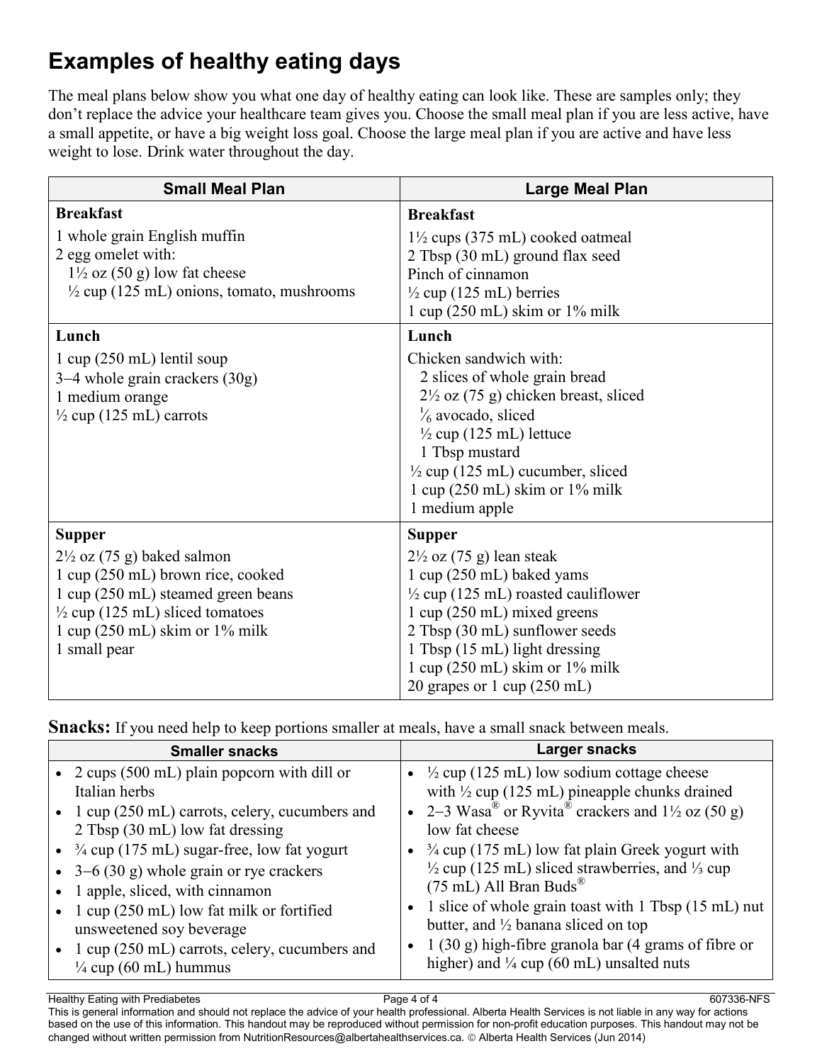# Examples of healthy eating days

The meal plans below show you what one day of healthy eating can look like. These are samples only; they don't replace the advice your healthcare team gives you. Choose the small meal plan if you are less active, have a small appetite, or have a big weight loss goal. Choose the large meal plan if you are active and have less weight to lose. Drink water throughout the day.

| Small Meal Plan | Large Meal Plan |
|---|---|
| **Breakfast**<br>1 whole grain English muffin<br>2 egg omelet with:<br>1½ oz (50 g) low fat cheese<br>½ cup (125 mL) onions, tomato, mushrooms | **Breakfast**<br>1½ cups (375 mL) cooked oatmeal<br>2 Tbsp (30 mL) ground flax seed<br>Pinch of cinnamon<br>½ cup (125 mL) berries<br>1 cup (250 mL) skim or 1% milk |
| **Lunch**<br>1 cup (250 mL) lentil soup<br>3–4 whole grain crackers (30g)<br>1 medium orange<br>½ cup (125 mL) carrots | **Lunch**<br>Chicken sandwich with:<br>2 slices of whole grain bread<br>2½ oz (75 g) chicken breast, sliced<br>⅙ avocado, sliced<br>½ cup (125 mL) lettuce<br>1 Tbsp mustard<br>½ cup (125 mL) cucumber, sliced<br>1 cup (250 mL) skim or 1% milk<br>1 medium apple |
| **Supper**<br>2½ oz (75 g) baked salmon<br>1 cup (250 mL) brown rice, cooked<br>1 cup (250 mL) steamed green beans<br>½ cup (125 mL) sliced tomatoes<br>1 cup (250 mL) skim or 1% milk<br>1 small pear | **Supper**<br>2½ oz (75 g) lean steak<br>1 cup (250 mL) baked yams<br>½ cup (125 mL) roasted cauliflower<br>1 cup (250 mL) mixed greens<br>2 Tbsp (30 mL) sunflower seeds<br>1 Tbsp (15 mL) light dressing<br>1 cup (250 mL) skim or 1% milk<br>20 grapes or 1 cup (250 mL) |

**Snacks:** If you need help to keep portions smaller at meals, have a small snack between meals.

| Smaller snacks | Larger snacks |
|---|---|
| • 2 cups (500 mL) plain popcorn with dill or Italian herbs<br>• 1 cup (250 mL) carrots, celery, cucumbers and 2 Tbsp (30 mL) low fat dressing<br>• ¾ cup (175 mL) sugar-free, low fat yogurt<br>• 3–6 (30 g) whole grain or rye crackers<br>• 1 apple, sliced, with cinnamon<br>• 1 cup (250 mL) low fat milk or fortified unsweetened soy beverage<br>• 1 cup (250 mL) carrots, celery, cucumbers and ¼ cup (60 mL) hummus | • ½ cup (125 mL) low sodium cottage cheese with ½ cup (125 mL) pineapple chunks drained<br>• 2–3 Wasa® or Ryvita® crackers and 1½ oz (50 g) low fat cheese<br>• ¾ cup (175 mL) low fat plain Greek yogurt with ½ cup (125 mL) sliced strawberries, and ⅓ cup (75 mL) All Bran Buds®<br>• 1 slice of whole grain toast with 1 Tbsp (15 mL) nut butter, and ½ banana sliced on top<br>• 1 (30 g) high-fibre granola bar (4 grams of fibre or higher) and ¼ cup (60 mL) unsalted nuts |

This is general information and should not replace the advice of your health professional. Alberta Health Services is not liable in any way for actions based on the use of this information. This handout may be reproduced without permission for non-profit education purposes. This handout may not be changed without written permission from NutritionResources@albertahealthservices.ca. © Alberta Health Services (Jun 2014)